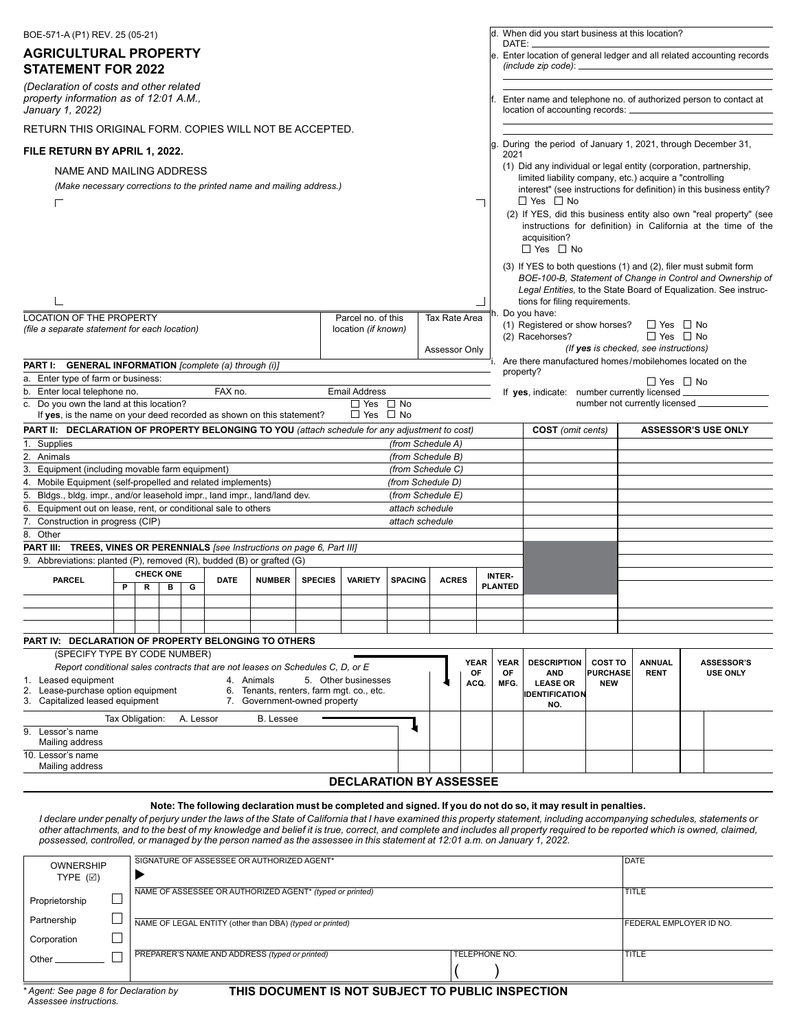BOE-571-A (P1) REV. 25 (05-21)

# AGRICULTURAL PROPERTY STATEMENT FOR 2022

*(Declaration of costs and other related property information as of 12:01 A.M., January 1, 2022)*

RETURN THIS ORIGINAL FORM. COPIES WILL NOT BE ACCEPTED.

**FILE RETURN BY APRIL 1, 2022.**

NAME AND MAILING ADDRESS

*(Make necessary corrections to the printed name and mailing address.)*

d. When did you start business at this location? DATE: ____________

e. Enter location of general ledger and all related accounting records *(include zip code)*: ____________

f. Enter name and telephone no. of authorized person to contact at location of accounting records: ____________

g. During the period of January 1, 2021, through December 31, 2021

(1) Did any individual or legal entity (corporation, partnership, limited liability company, etc.) acquire a "controlling interest" (see instructions for definition) in this business entity? ☐ Yes ☐ No

(2) If YES, did this business entity also own "real property" (see instructions for definition) in California at the time of the acquisition? ☐ Yes ☐ No

(3) If YES to both questions (1) and (2), filer must submit form *BOE-100-B, Statement of Change in Control and Ownership of Legal Entities,* to the State Board of Equalization. See instructions for filing requirements.

h. Do you have:

(1) Registered or show horses? ☐ Yes ☐ No

(2) Racehorses? ☐ Yes ☐ No

*(If **yes** is checked, see instructions)*

i. Are there manufactured homes/mobilehomes located on the property? ☐ Yes ☐ No

If **yes**, indicate: number currently licensed ____________ number not currently licensed ____________

| LOCATION OF THE PROPERTY *(file a separate statement for each location)* | Parcel no. of this location *(if known)* | Tax Rate Area |
|---|---|---|
| | | Assessor Only |

**PART I: GENERAL INFORMATION** *[complete (a) through (i)]*

a. Enter type of farm or business:

b. Enter local telephone no. &nbsp;&nbsp; FAX no. &nbsp;&nbsp; Email Address

c. Do you own the land at this location? ☐ Yes ☐ No

If **yes**, is the name on your deed recorded as shown on this statement? ☐ Yes ☐ No

| **PART II: DECLARATION OF PROPERTY BELONGING TO YOU** *(attach schedule for any adjustment to cost)* | | **COST** *(omit cents)* | **ASSESSOR'S USE ONLY** |
|---|---|---|---|
| 1. Supplies | *(from Schedule A)* | | |
| 2. Animals | *(from Schedule B)* | | |
| 3. Equipment (including movable farm equipment) | *(from Schedule C)* | | |
| 4. Mobile Equipment (self-propelled and related implements) | *(from Schedule D)* | | |
| 5. Bldgs., bldg. impr., and/or leasehold impr., land impr., land/land dev. | *(from Schedule E)* | | |
| 6. Equipment out on lease, rent, or conditional sale to others | *attach schedule* | | |
| 7. Construction in progress (CIP) | *attach schedule* | | |
| 8. Other | | | |

**PART III: TREES, VINES OR PERENNIALS** *[see Instructions on page 6, Part III]*

9. Abbreviations: planted (P), removed (R), budded (B) or grafted (G)

| PARCEL | CHECK ONE P | R | B | G | DATE | NUMBER | SPECIES | VARIETY | SPACING | ACRES | INTER-PLANTED | |
|---|---|---|---|---|---|---|---|---|---|---|---|---|
| | | | | | | | | | | | | |
| | | | | | | | | | | | | |
| | | | | | | | | | | | | |

**PART IV: DECLARATION OF PROPERTY BELONGING TO OTHERS**

(SPECIFY TYPE BY CODE NUMBER)

*Report conditional sales contracts that are not leases on Schedules C, D, or E*

1. Leased equipment
2. Lease-purchase option equipment
3. Capitalized leased equipment
4. Animals
5. Other businesses
6. Tenants, renters, farm mgt. co., etc.
7. Government-owned property

Tax Obligation: A. Lessor &nbsp;&nbsp; B. Lessee

| | | | YEAR OF ACQ. | YEAR OF MFG. | DESCRIPTION AND LEASE OR IDENTIFICATION NO. | COST TO PURCHASE NEW | ANNUAL RENT | ASSESSOR'S USE ONLY |
|---|---|---|---|---|---|---|---|---|
| 9. Lessor's name Mailing address | | | | | | | | |
| 10. Lessor's name Mailing address | | | | | | | | |

## DECLARATION BY ASSESSEE

**Note: The following declaration must be completed and signed. If you do not do so, it may result in penalties.**

*I declare under penalty of perjury under the laws of the State of California that I have examined this property statement, including accompanying schedules, statements or other attachments, and to the best of my knowledge and belief it is true, correct, and complete and includes all property required to be reported which is owned, claimed, possessed, controlled, or managed by the person named as the assessee in this statement at 12:01 a.m. on January 1, 2022.*

| OWNERSHIP TYPE (☑) | | |
|---|---|---|
| | SIGNATURE OF ASSESSEE OR AUTHORIZED AGENT* ▶ | DATE |
| Proprietorship ☐ | NAME OF ASSESSEE OR AUTHORIZED AGENT* *(typed or printed)* | TITLE |
| Partnership ☐ | NAME OF LEGAL ENTITY (other than DBA) *(typed or printed)* | FEDERAL EMPLOYER ID NO. |
| Corporation ☐ | | |
| Other ________ ☐ | PREPARER'S NAME AND ADDRESS *(typed or printed)* &nbsp;&nbsp; TELEPHONE NO. ( ) | TITLE |

\* Agent: See page 8 for Declaration by Assessee instructions.

**THIS DOCUMENT IS NOT SUBJECT TO PUBLIC INSPECTION**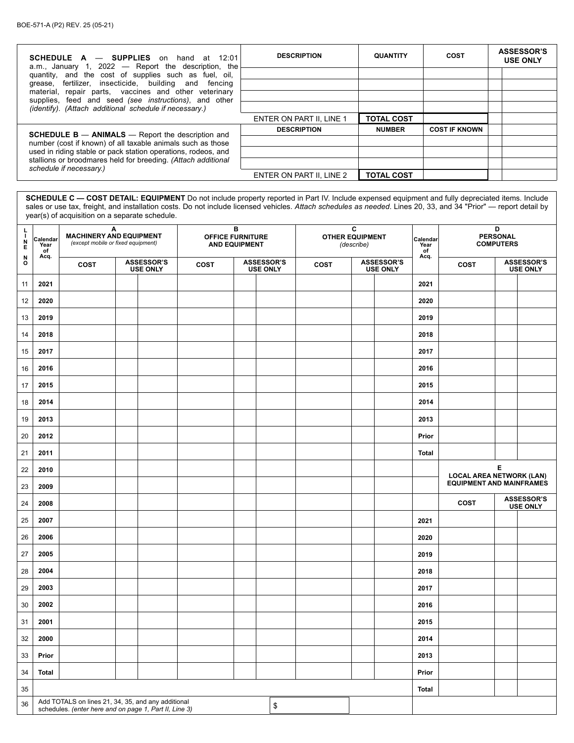BOE-571-A (P2) REV. 25 (05-21)

**SCHEDULE A — SUPPLIES** on hand at 12:01 a.m., January 1, 2022 — Report the description, the quantity, and the cost of supplies such as fuel, oil, grease, fertilizer, insecticide, building and fencing material, repair parts, vaccines and other veterinary supplies, feed and seed *(see instructions)*, and other *(identify)*. *(Attach additional schedule if necessary.)*

| DESCRIPTION | QUANTITY | COST | ASSESSOR'S USE ONLY | |
|---|---|---|---|---|
| | | | | |
| | | | | |
| | | | | |
| | | | | |
| ENTER ON PART II, LINE 1 | **TOTAL COST** | | | |

**SCHEDULE B — ANIMALS** — Report the description and number (cost if known) of all taxable animals such as those used in riding stable or pack station operations, rodeos, and stallions or broodmares held for breeding. *(Attach additional schedule if necessary.)*

| DESCRIPTION | NUMBER | COST IF KNOWN | ASSESSOR'S USE ONLY | |
|---|---|---|---|---|
| | | | | |
| | | | | |
| | | | | |
| ENTER ON PART II, LINE 2 | **TOTAL COST** | | | |

**SCHEDULE C — COST DETAIL: EQUIPMENT** Do not include property reported in Part IV. Include expensed equipment and fully depreciated items. Include sales or use tax, freight, and installation costs. Do not include licensed vehicles. *Attach schedules as needed*. Lines 20, 33, and 34 "Prior" — report detail by year(s) of acquisition on a separate schedule.

| LINE NO | Calendar Year of Acq. | A MACHINERY AND EQUIPMENT *(except mobile or fixed equipment)* | | | B OFFICE FURNITURE AND EQUIPMENT | | | C OTHER EQUIPMENT *(describe)* | | | Calendar Year of Acq. | D PERSONAL COMPUTERS | | |
|---|---|---|---|---|---|---|---|---|---|---|---|---|---|---|
| | | COST | ASSESSOR'S USE ONLY | | COST | ASSESSOR'S USE ONLY | | COST | ASSESSOR'S USE ONLY | | | COST | ASSESSOR'S USE ONLY | |
| 11 | **2021** | | | | | | | | | | **2021** | | | |
| 12 | **2020** | | | | | | | | | | **2020** | | | |
| 13 | **2019** | | | | | | | | | | **2019** | | | |
| 14 | **2018** | | | | | | | | | | **2018** | | | |
| 15 | **2017** | | | | | | | | | | **2017** | | | |
| 16 | **2016** | | | | | | | | | | **2016** | | | |
| 17 | **2015** | | | | | | | | | | **2015** | | | |
| 18 | **2014** | | | | | | | | | | **2014** | | | |
| 19 | **2013** | | | | | | | | | | **2013** | | | |
| 20 | **2012** | | | | | | | | | | **Prior** | | | |
| 21 | **2011** | | | | | | | | | | **Total** | | | |
| 22 | **2010** | | | | | | | | | | | **E LOCAL AREA NETWORK (LAN) EQUIPMENT AND MAINFRAMES** | | |
| 23 | **2009** | | | | | | | | | | | | | |
| 24 | **2008** | | | | | | | | | | | COST | ASSESSOR'S USE ONLY | |
| 25 | **2007** | | | | | | | | | | **2021** | | | |
| 26 | **2006** | | | | | | | | | | **2020** | | | |
| 27 | **2005** | | | | | | | | | | **2019** | | | |
| 28 | **2004** | | | | | | | | | | **2018** | | | |
| 29 | **2003** | | | | | | | | | | **2017** | | | |
| 30 | **2002** | | | | | | | | | | **2016** | | | |
| 31 | **2001** | | | | | | | | | | **2015** | | | |
| 32 | **2000** | | | | | | | | | | **2014** | | | |
| 33 | **Prior** | | | | | | | | | | **2013** | | | |
| 34 | **Total** | | | | | | | | | | **Prior** | | | |
| 35 | | | | | | | | | | | **Total** | | | |
| 36 | Add TOTALS on lines 21, 34, 35, and any additional schedules. *(enter here and on page 1, Part II, Line 3)* | | | | | | $ | | | | | | | |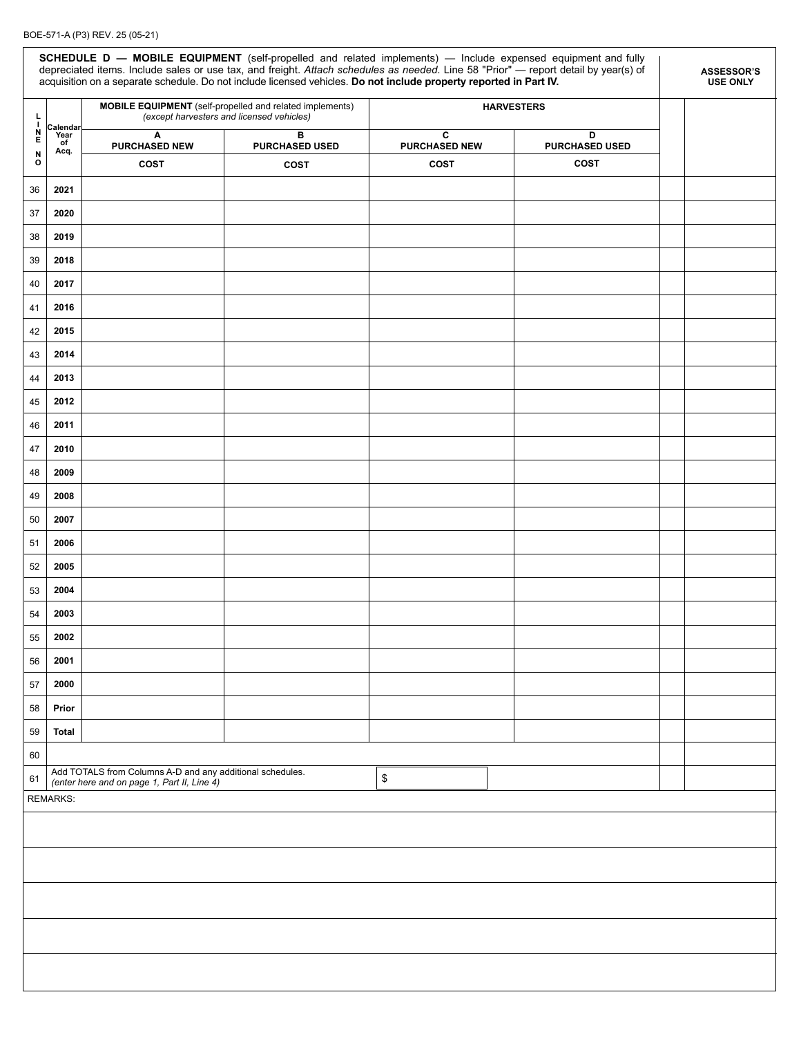BOE-571-A (P3) REV. 25 (05-21)

**SCHEDULE D — MOBILE EQUIPMENT** (self-propelled and related implements) — Include expensed equipment and fully depreciated items. Include sales or use tax, and freight. *Attach schedules as needed.* Line 58 "Prior" — report detail by year(s) of acquisition on a separate schedule. Do not include licensed vehicles. **Do not include property reported in Part IV.**

**ASSESSOR'S USE ONLY**

| LINE NO | Calendar Year of Acq. | MOBILE EQUIPMENT (self-propelled and related implements) *(except harvesters and licensed vehicles)* | | HARVESTERS | | ASSESSOR'S USE ONLY | |
|---|---|---|---|---|---|---|---|
| | | A PURCHASED NEW | B PURCHASED USED | C PURCHASED NEW | D PURCHASED USED | | |
| | | COST | COST | COST | COST | | |
| 36 | 2021 | | | | | | |
| 37 | 2020 | | | | | | |
| 38 | 2019 | | | | | | |
| 39 | 2018 | | | | | | |
| 40 | 2017 | | | | | | |
| 41 | 2016 | | | | | | |
| 42 | 2015 | | | | | | |
| 43 | 2014 | | | | | | |
| 44 | 2013 | | | | | | |
| 45 | 2012 | | | | | | |
| 46 | 2011 | | | | | | |
| 47 | 2010 | | | | | | |
| 48 | 2009 | | | | | | |
| 49 | 2008 | | | | | | |
| 50 | 2007 | | | | | | |
| 51 | 2006 | | | | | | |
| 52 | 2005 | | | | | | |
| 53 | 2004 | | | | | | |
| 54 | 2003 | | | | | | |
| 55 | 2002 | | | | | | |
| 56 | 2001 | | | | | | |
| 57 | 2000 | | | | | | |
| 58 | Prior | | | | | | |
| 59 | Total | | | | | | |
| 60 | | | | | | | |
| 61 | Add TOTALS from Columns A-D and any additional schedules. *(enter here and on page 1, Part II, Line 4)* | | | $ | | | |

REMARKS: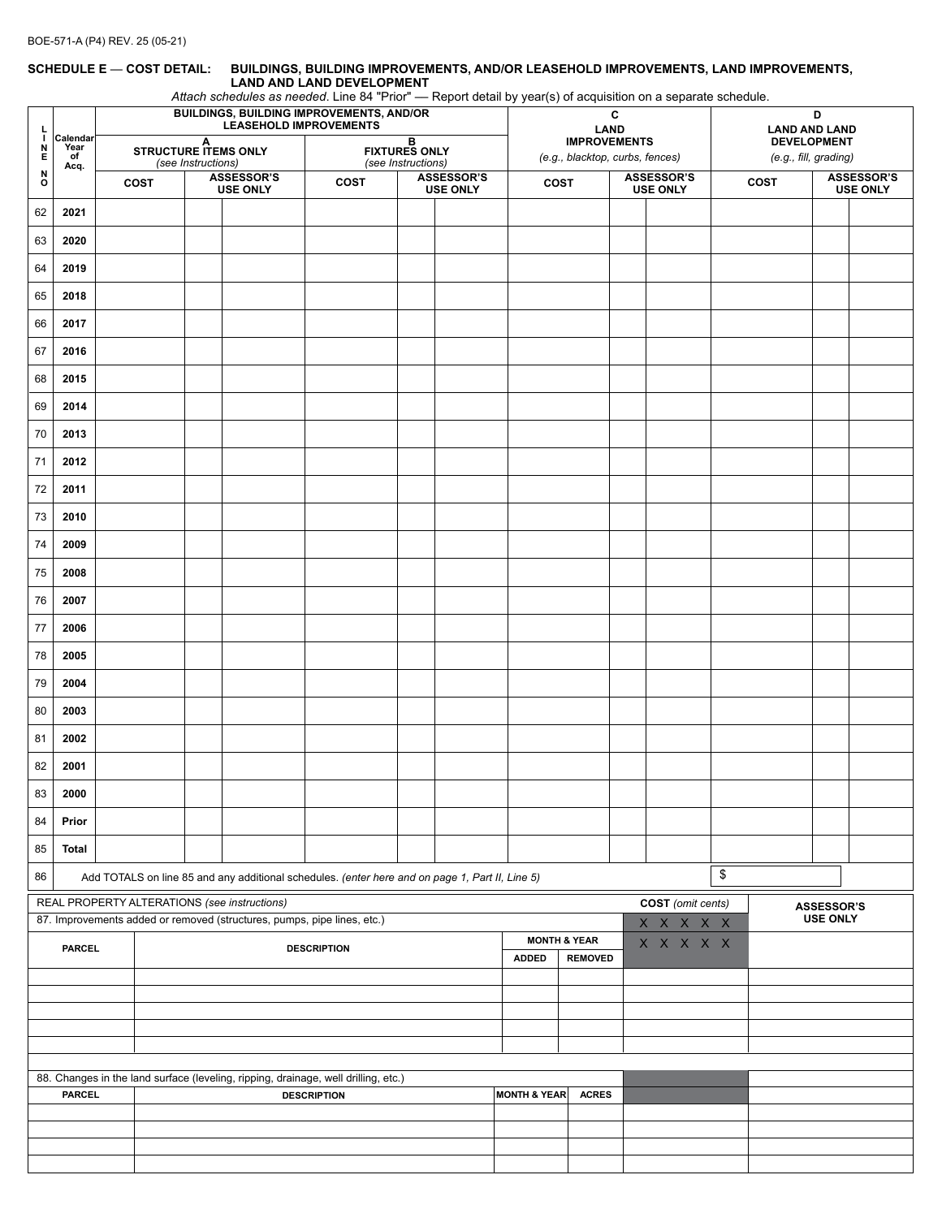BOE-571-A (P4) REV. 25 (05-21)

## SCHEDULE E — COST DETAIL: BUILDINGS, BUILDING IMPROVEMENTS, AND/OR LEASEHOLD IMPROVEMENTS, LAND IMPROVEMENTS, LAND AND LAND DEVELOPMENT

*Attach schedules as needed*. Line 84 "Prior" — Report detail by year(s) of acquisition on a separate schedule.

| LINE NO | Calendar Year of Acq. | BUILDINGS, BUILDING IMPROVEMENTS, AND/OR LEASEHOLD IMPROVEMENTS | | | | | | C LAND IMPROVEMENTS *(e.g., blacktop, curbs, fences)* | | | D LAND AND LAND DEVELOPMENT *(e.g., fill, grading)* | | |
|---|---|---|---|---|---|---|---|---|---|---|---|---|---|
| | | A STRUCTURE ITEMS ONLY *(see Instructions)* | | | B FIXTURES ONLY *(see Instructions)* | | | | | | | | |
| | | COST | ASSESSOR'S USE ONLY | | COST | ASSESSOR'S USE ONLY | | COST | ASSESSOR'S USE ONLY | | COST | ASSESSOR'S USE ONLY | |
| 62 | 2021 | | | | | | | | | | | | |
| 63 | 2020 | | | | | | | | | | | | |
| 64 | 2019 | | | | | | | | | | | | |
| 65 | 2018 | | | | | | | | | | | | |
| 66 | 2017 | | | | | | | | | | | | |
| 67 | 2016 | | | | | | | | | | | | |
| 68 | 2015 | | | | | | | | | | | | |
| 69 | 2014 | | | | | | | | | | | | |
| 70 | 2013 | | | | | | | | | | | | |
| 71 | 2012 | | | | | | | | | | | | |
| 72 | 2011 | | | | | | | | | | | | |
| 73 | 2010 | | | | | | | | | | | | |
| 74 | 2009 | | | | | | | | | | | | |
| 75 | 2008 | | | | | | | | | | | | |
| 76 | 2007 | | | | | | | | | | | | |
| 77 | 2006 | | | | | | | | | | | | |
| 78 | 2005 | | | | | | | | | | | | |
| 79 | 2004 | | | | | | | | | | | | |
| 80 | 2003 | | | | | | | | | | | | |
| 81 | 2002 | | | | | | | | | | | | |
| 82 | 2001 | | | | | | | | | | | | |
| 83 | 2000 | | | | | | | | | | | | |
| 84 | Prior | | | | | | | | | | | | |
| 85 | Total | | | | | | | | | | | | |
| 86 | Add TOTALS on line 85 and any additional schedules. *(enter here and on page 1, Part II, Line 5)* | | | | | | | | | | $ | | |

| REAL PROPERTY ALTERATIONS *(see instructions)* | | | | COST *(omit cents)* | ASSESSOR'S USE ONLY |
|---|---|---|---|---|---|
| 87. Improvements added or removed (structures, pumps, pipe lines, etc.) | | | | X X X X X | |
| PARCEL | DESCRIPTION | MONTH & YEAR ADDED | MONTH & YEAR REMOVED | X X X X X | |
| | | | | | |
| | | | | | |
| | | | | | |
| | | | | | |
| | | | | | |

| 88. Changes in the land surface (leveling, ripping, drainage, well drilling, etc.) | | | | | |
|---|---|---|---|---|---|
| PARCEL | DESCRIPTION | MONTH & YEAR | ACRES | | |
| | | | | | |
| | | | | | |
| | | | | | |
| | | | | | |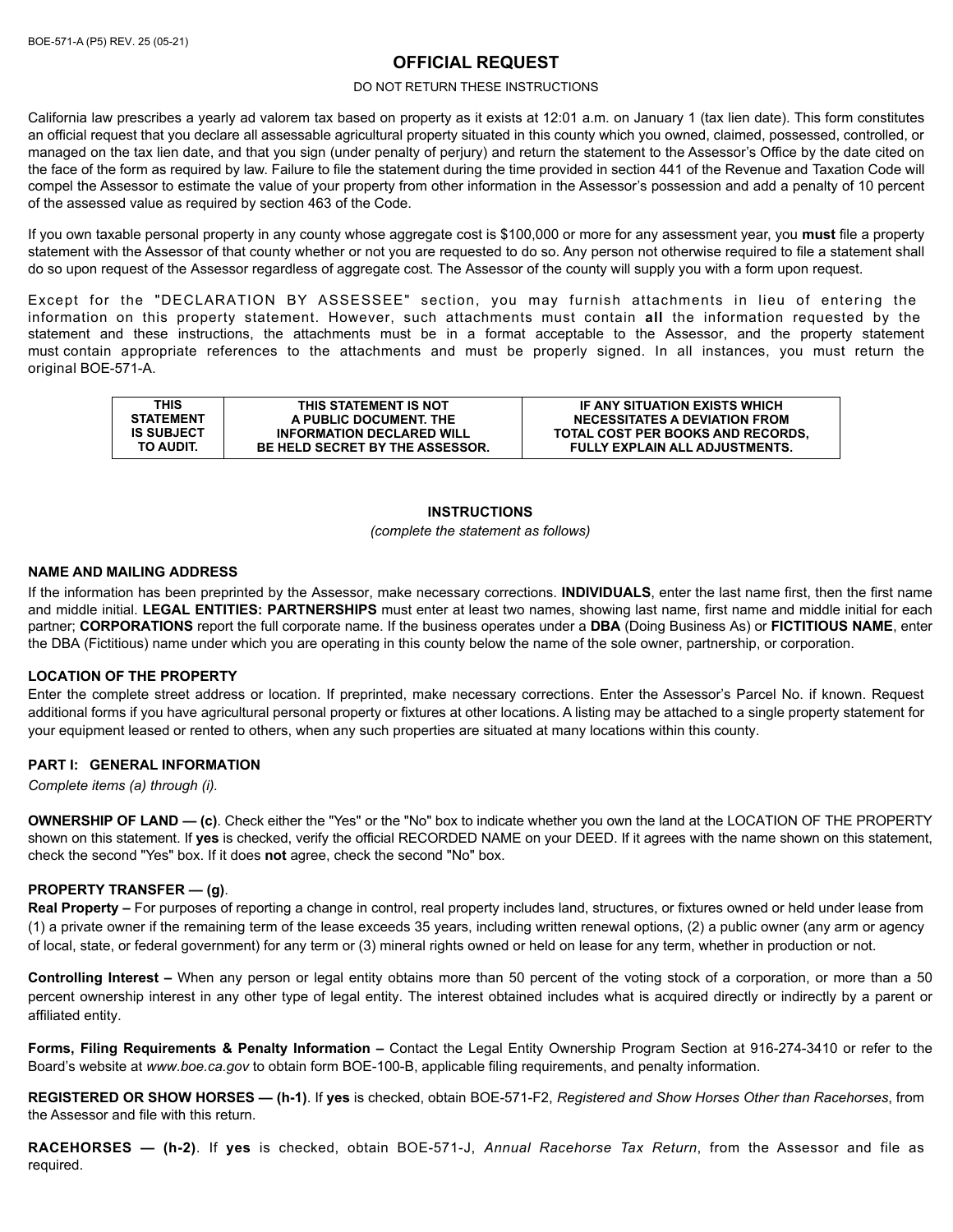BOE-571-A (P5) REV. 25 (05-21)

# OFFICIAL REQUEST

DO NOT RETURN THESE INSTRUCTIONS

California law prescribes a yearly ad valorem tax based on property as it exists at 12:01 a.m. on January 1 (tax lien date). This form constitutes an official request that you declare all assessable agricultural property situated in this county which you owned, claimed, possessed, controlled, or managed on the tax lien date, and that you sign (under penalty of perjury) and return the statement to the Assessor's Office by the date cited on the face of the form as required by law. Failure to file the statement during the time provided in section 441 of the Revenue and Taxation Code will compel the Assessor to estimate the value of your property from other information in the Assessor's possession and add a penalty of 10 percent of the assessed value as required by section 463 of the Code.

If you own taxable personal property in any county whose aggregate cost is $100,000 or more for any assessment year, you **must** file a property statement with the Assessor of that county whether or not you are requested to do so. Any person not otherwise required to file a statement shall do so upon request of the Assessor regardless of aggregate cost. The Assessor of the county will supply you with a form upon request.

Except for the "DECLARATION BY ASSESSEE" section, you may furnish attachments in lieu of entering the information on this property statement. However, such attachments must contain **all** the information requested by the statement and these instructions, the attachments must be in a format acceptable to the Assessor, and the property statement must contain appropriate references to the attachments and must be properly signed. In all instances, you must return the original BOE-571-A.

| THIS STATEMENT IS SUBJECT TO AUDIT. | THIS STATEMENT IS NOT A PUBLIC DOCUMENT. THE INFORMATION DECLARED WILL BE HELD SECRET BY THE ASSESSOR. | IF ANY SITUATION EXISTS WHICH NECESSITATES A DEVIATION FROM TOTAL COST PER BOOKS AND RECORDS, FULLY EXPLAIN ALL ADJUSTMENTS. |
|---|---|---|

## INSTRUCTIONS

*(complete the statement as follows)*

### NAME AND MAILING ADDRESS

If the information has been preprinted by the Assessor, make necessary corrections. **INDIVIDUALS**, enter the last name first, then the first name and middle initial. **LEGAL ENTITIES: PARTNERSHIPS** must enter at least two names, showing last name, first name and middle initial for each partner; **CORPORATIONS** report the full corporate name. If the business operates under a **DBA** (Doing Business As) or **FICTITIOUS NAME**, enter the DBA (Fictitious) name under which you are operating in this county below the name of the sole owner, partnership, or corporation.

### LOCATION OF THE PROPERTY

Enter the complete street address or location. If preprinted, make necessary corrections. Enter the Assessor's Parcel No. if known. Request additional forms if you have agricultural personal property or fixtures at other locations. A listing may be attached to a single property statement for your equipment leased or rented to others, when any such properties are situated at many locations within this county.

### PART I: GENERAL INFORMATION

*Complete items (a) through (i).*

**OWNERSHIP OF LAND — (c)**. Check either the "Yes" or the "No" box to indicate whether you own the land at the LOCATION OF THE PROPERTY shown on this statement. If **yes** is checked, verify the official RECORDED NAME on your DEED. If it agrees with the name shown on this statement, check the second "Yes" box. If it does **not** agree, check the second "No" box.

**PROPERTY TRANSFER — (g)**.

**Real Property –** For purposes of reporting a change in control, real property includes land, structures, or fixtures owned or held under lease from (1) a private owner if the remaining term of the lease exceeds 35 years, including written renewal options, (2) a public owner (any arm or agency of local, state, or federal government) for any term or (3) mineral rights owned or held on lease for any term, whether in production or not.

**Controlling Interest –** When any person or legal entity obtains more than 50 percent of the voting stock of a corporation, or more than a 50 percent ownership interest in any other type of legal entity. The interest obtained includes what is acquired directly or indirectly by a parent or affiliated entity.

**Forms, Filing Requirements & Penalty Information –** Contact the Legal Entity Ownership Program Section at 916-274-3410 or refer to the Board's website at *www.boe.ca.gov* to obtain form BOE-100-B, applicable filing requirements, and penalty information.

**REGISTERED OR SHOW HORSES — (h-1)**. If **yes** is checked, obtain BOE-571-F2, *Registered and Show Horses Other than Racehorses*, from the Assessor and file with this return.

**RACEHORSES — (h-2)**. If **yes** is checked, obtain BOE-571-J, *Annual Racehorse Tax Return*, from the Assessor and file as required.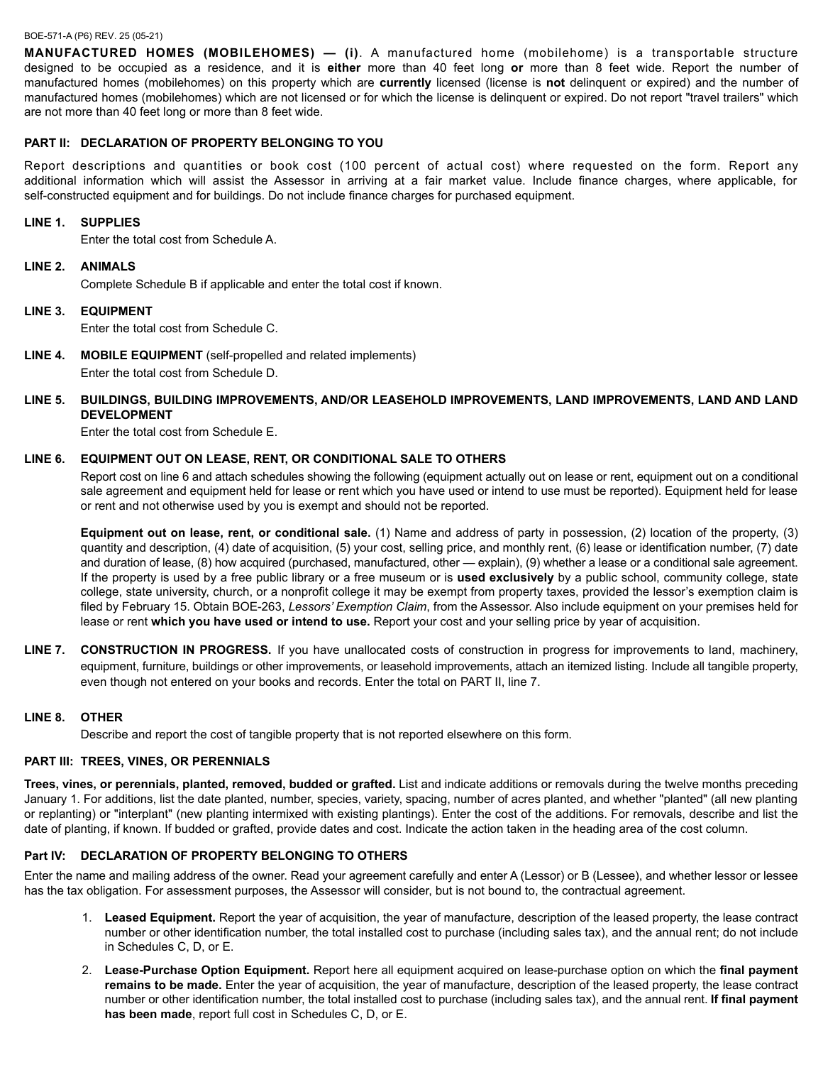**MANUFACTURED HOMES (MOBILEHOMES) — (i)**. A manufactured home (mobilehome) is a transportable structure designed to be occupied as a residence, and it is **either** more than 40 feet long **or** more than 8 feet wide. Report the number of manufactured homes (mobilehomes) on this property which are **currently** licensed (license is **not** delinquent or expired) and the number of manufactured homes (mobilehomes) which are not licensed or for which the license is delinquent or expired. Do not report "travel trailers" which are not more than 40 feet long or more than 8 feet wide.

## PART II: DECLARATION OF PROPERTY BELONGING TO YOU

Report descriptions and quantities or book cost (100 percent of actual cost) where requested on the form. Report any additional information which will assist the Assessor in arriving at a fair market value. Include finance charges, where applicable, for self-constructed equipment and for buildings. Do not include finance charges for purchased equipment.

**LINE 1. SUPPLIES**

Enter the total cost from Schedule A.

**LINE 2. ANIMALS**

Complete Schedule B if applicable and enter the total cost if known.

**LINE 3. EQUIPMENT**

Enter the total cost from Schedule C.

**LINE 4. MOBILE EQUIPMENT** (self-propelled and related implements)

Enter the total cost from Schedule D.

**LINE 5. BUILDINGS, BUILDING IMPROVEMENTS, AND/OR LEASEHOLD IMPROVEMENTS, LAND IMPROVEMENTS, LAND AND LAND DEVELOPMENT**

Enter the total cost from Schedule E.

**LINE 6. EQUIPMENT OUT ON LEASE, RENT, OR CONDITIONAL SALE TO OTHERS**

Report cost on line 6 and attach schedules showing the following (equipment actually out on lease or rent, equipment out on a conditional sale agreement and equipment held for lease or rent which you have used or intend to use must be reported). Equipment held for lease or rent and not otherwise used by you is exempt and should not be reported.

**Equipment out on lease, rent, or conditional sale.** (1) Name and address of party in possession, (2) location of the property, (3) quantity and description, (4) date of acquisition, (5) your cost, selling price, and monthly rent, (6) lease or identification number, (7) date and duration of lease, (8) how acquired (purchased, manufactured, other — explain), (9) whether a lease or a conditional sale agreement. If the property is used by a free public library or a free museum or is **used exclusively** by a public school, community college, state college, state university, church, or a nonprofit college it may be exempt from property taxes, provided the lessor's exemption claim is filed by February 15. Obtain BOE-263, *Lessors' Exemption Claim*, from the Assessor. Also include equipment on your premises held for lease or rent **which you have used or intend to use.** Report your cost and your selling price by year of acquisition.

**LINE 7. CONSTRUCTION IN PROGRESS.** If you have unallocated costs of construction in progress for improvements to land, machinery, equipment, furniture, buildings or other improvements, or leasehold improvements, attach an itemized listing. Include all tangible property, even though not entered on your books and records. Enter the total on PART II, line 7.

**LINE 8. OTHER**

Describe and report the cost of tangible property that is not reported elsewhere on this form.

## PART III: TREES, VINES, OR PERENNIALS

**Trees, vines, or perennials, planted, removed, budded or grafted.** List and indicate additions or removals during the twelve months preceding January 1. For additions, list the date planted, number, species, variety, spacing, number of acres planted, and whether "planted" (all new planting or replanting) or "interplant" (new planting intermixed with existing plantings). Enter the cost of the additions. For removals, describe and list the date of planting, if known. If budded or grafted, provide dates and cost. Indicate the action taken in the heading area of the cost column.

## Part IV: DECLARATION OF PROPERTY BELONGING TO OTHERS

Enter the name and mailing address of the owner. Read your agreement carefully and enter A (Lessor) or B (Lessee), and whether lessor or lessee has the tax obligation. For assessment purposes, the Assessor will consider, but is not bound to, the contractual agreement.

1. **Leased Equipment.** Report the year of acquisition, the year of manufacture, description of the leased property, the lease contract number or other identification number, the total installed cost to purchase (including sales tax), and the annual rent; do not include in Schedules C, D, or E.

2. **Lease-Purchase Option Equipment.** Report here all equipment acquired on lease-purchase option on which the **final payment remains to be made.** Enter the year of acquisition, the year of manufacture, description of the leased property, the lease contract number or other identification number, the total installed cost to purchase (including sales tax), and the annual rent. **If final payment has been made**, report full cost in Schedules C, D, or E.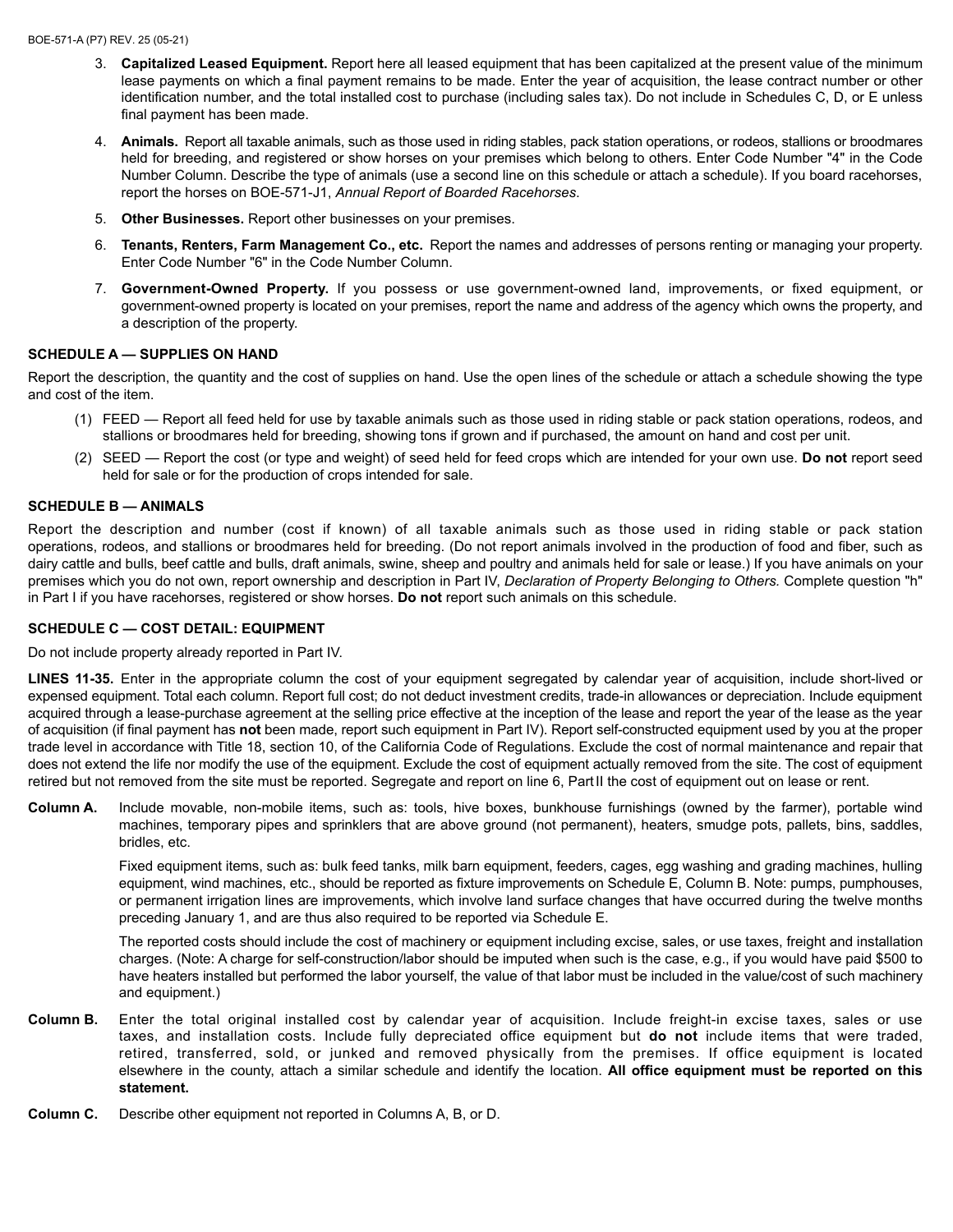3. **Capitalized Leased Equipment.** Report here all leased equipment that has been capitalized at the present value of the minimum lease payments on which a final payment remains to be made. Enter the year of acquisition, the lease contract number or other identification number, and the total installed cost to purchase (including sales tax). Do not include in Schedules C, D, or E unless final payment has been made.

4. **Animals.** Report all taxable animals, such as those used in riding stables, pack station operations, or rodeos, stallions or broodmares held for breeding, and registered or show horses on your premises which belong to others. Enter Code Number "4" in the Code Number Column. Describe the type of animals (use a second line on this schedule or attach a schedule). If you board racehorses, report the horses on BOE-571-J1, *Annual Report of Boarded Racehorses*.

5. **Other Businesses.** Report other businesses on your premises.

6. **Tenants, Renters, Farm Management Co., etc.** Report the names and addresses of persons renting or managing your property. Enter Code Number "6" in the Code Number Column.

7. **Government-Owned Property.** If you possess or use government-owned land, improvements, or fixed equipment, or government-owned property is located on your premises, report the name and address of the agency which owns the property, and a description of the property.

## SCHEDULE A — SUPPLIES ON HAND

Report the description, the quantity and the cost of supplies on hand. Use the open lines of the schedule or attach a schedule showing the type and cost of the item.

(1) FEED — Report all feed held for use by taxable animals such as those used in riding stable or pack station operations, rodeos, and stallions or broodmares held for breeding, showing tons if grown and if purchased, the amount on hand and cost per unit.

(2) SEED — Report the cost (or type and weight) of seed held for feed crops which are intended for your own use. **Do not** report seed held for sale or for the production of crops intended for sale.

## SCHEDULE B — ANIMALS

Report the description and number (cost if known) of all taxable animals such as those used in riding stable or pack station operations, rodeos, and stallions or broodmares held for breeding. (Do not report animals involved in the production of food and fiber, such as dairy cattle and bulls, beef cattle and bulls, draft animals, swine, sheep and poultry and animals held for sale or lease.) If you have animals on your premises which you do not own, report ownership and description in Part IV, *Declaration of Property Belonging to Others.* Complete question "h" in Part I if you have racehorses, registered or show horses. **Do not** report such animals on this schedule.

## SCHEDULE C — COST DETAIL: EQUIPMENT

Do not include property already reported in Part IV.

**LINES 11-35.** Enter in the appropriate column the cost of your equipment segregated by calendar year of acquisition, include short-lived or expensed equipment. Total each column. Report full cost; do not deduct investment credits, trade-in allowances or depreciation. Include equipment acquired through a lease-purchase agreement at the selling price effective at the inception of the lease and report the year of the lease as the year of acquisition (if final payment has **not** been made, report such equipment in Part IV). Report self-constructed equipment used by you at the proper trade level in accordance with Title 18, section 10, of the California Code of Regulations. Exclude the cost of normal maintenance and repair that does not extend the life nor modify the use of the equipment. Exclude the cost of equipment actually removed from the site. The cost of equipment retired but not removed from the site must be reported. Segregate and report on line 6, Part II the cost of equipment out on lease or rent.

**Column A.** Include movable, non-mobile items, such as: tools, hive boxes, bunkhouse furnishings (owned by the farmer), portable wind machines, temporary pipes and sprinklers that are above ground (not permanent), heaters, smudge pots, pallets, bins, saddles, bridles, etc.

Fixed equipment items, such as: bulk feed tanks, milk barn equipment, feeders, cages, egg washing and grading machines, hulling equipment, wind machines, etc., should be reported as fixture improvements on Schedule E, Column B. Note: pumps, pumphouses, or permanent irrigation lines are improvements, which involve land surface changes that have occurred during the twelve months preceding January 1, and are thus also required to be reported via Schedule E.

The reported costs should include the cost of machinery or equipment including excise, sales, or use taxes, freight and installation charges. (Note: A charge for self-construction/labor should be imputed when such is the case, e.g., if you would have paid $500 to have heaters installed but performed the labor yourself, the value of that labor must be included in the value/cost of such machinery and equipment.)

**Column B.** Enter the total original installed cost by calendar year of acquisition. Include freight-in excise taxes, sales or use taxes, and installation costs. Include fully depreciated office equipment but **do not** include items that were traded, retired, transferred, sold, or junked and removed physically from the premises. If office equipment is located elsewhere in the county, attach a similar schedule and identify the location. **All office equipment must be reported on this statement.**

**Column C.** Describe other equipment not reported in Columns A, B, or D.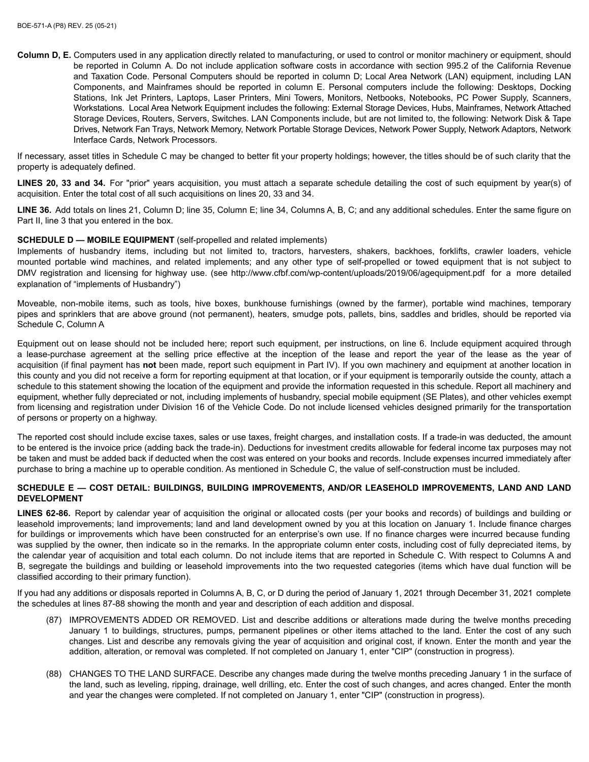**Column D, E.** Computers used in any application directly related to manufacturing, or used to control or monitor machinery or equipment, should be reported in Column A. Do not include application software costs in accordance with section 995.2 of the California Revenue and Taxation Code. Personal Computers should be reported in column D; Local Area Network (LAN) equipment, including LAN Components, and Mainframes should be reported in column E. Personal computers include the following: Desktops, Docking Stations, Ink Jet Printers, Laptops, Laser Printers, Mini Towers, Monitors, Netbooks, Notebooks, PC Power Supply, Scanners, Workstations. Local Area Network Equipment includes the following: External Storage Devices, Hubs, Mainframes, Network Attached Storage Devices, Routers, Servers, Switches. LAN Components include, but are not limited to, the following: Network Disk & Tape Drives, Network Fan Trays, Network Memory, Network Portable Storage Devices, Network Power Supply, Network Adaptors, Network Interface Cards, Network Processors.

If necessary, asset titles in Schedule C may be changed to better fit your property holdings; however, the titles should be of such clarity that the property is adequately defined.

**LINES 20, 33 and 34.** For "prior" years acquisition, you must attach a separate schedule detailing the cost of such equipment by year(s) of acquisition. Enter the total cost of all such acquisitions on lines 20, 33 and 34.

**LINE 36.** Add totals on lines 21, Column D; line 35, Column E; line 34, Columns A, B, C; and any additional schedules. Enter the same figure on Part II, line 3 that you entered in the box.

**SCHEDULE D — MOBILE EQUIPMENT** (self-propelled and related implements)

Implements of husbandry items, including but not limited to, tractors, harvesters, shakers, backhoes, forklifts, crawler loaders, vehicle mounted portable wind machines, and related implements; and any other type of self-propelled or towed equipment that is not subject to DMV registration and licensing for highway use. (see http://www.cfbf.com/wp-content/uploads/2019/06/agequipment.pdf for a more detailed explanation of "implements of Husbandry")

Moveable, non-mobile items, such as tools, hive boxes, bunkhouse furnishings (owned by the farmer), portable wind machines, temporary pipes and sprinklers that are above ground (not permanent), heaters, smudge pots, pallets, bins, saddles and bridles, should be reported via Schedule C, Column A

Equipment out on lease should not be included here; report such equipment, per instructions, on line 6. Include equipment acquired through a lease-purchase agreement at the selling price effective at the inception of the lease and report the year of the lease as the year of acquisition (if final payment has **not** been made, report such equipment in Part IV). If you own machinery and equipment at another location in this county and you did not receive a form for reporting equipment at that location, or if your equipment is temporarily outside the county, attach a schedule to this statement showing the location of the equipment and provide the information requested in this schedule. Report all machinery and equipment, whether fully depreciated or not, including implements of husbandry, special mobile equipment (SE Plates), and other vehicles exempt from licensing and registration under Division 16 of the Vehicle Code. Do not include licensed vehicles designed primarily for the transportation of persons or property on a highway.

The reported cost should include excise taxes, sales or use taxes, freight charges, and installation costs. If a trade-in was deducted, the amount to be entered is the invoice price (adding back the trade-in). Deductions for investment credits allowable for federal income tax purposes may not be taken and must be added back if deducted when the cost was entered on your books and records. Include expenses incurred immediately after purchase to bring a machine up to operable condition. As mentioned in Schedule C, the value of self-construction must be included.

**SCHEDULE E — COST DETAIL: BUILDINGS, BUILDING IMPROVEMENTS, AND/OR LEASEHOLD IMPROVEMENTS, LAND AND LAND DEVELOPMENT**

**LINES 62-86.** Report by calendar year of acquisition the original or allocated costs (per your books and records) of buildings and building or leasehold improvements; land improvements; land and land development owned by you at this location on January 1. Include finance charges for buildings or improvements which have been constructed for an enterprise's own use. If no finance charges were incurred because funding was supplied by the owner, then indicate so in the remarks. In the appropriate column enter costs, including cost of fully depreciated items, by the calendar year of acquisition and total each column. Do not include items that are reported in Schedule C. With respect to Columns A and B, segregate the buildings and building or leasehold improvements into the two requested categories (items which have dual function will be classified according to their primary function).

If you had any additions or disposals reported in Columns A, B, C, or D during the period of January 1, 2021 through December 31, 2021 complete the schedules at lines 87-88 showing the month and year and description of each addition and disposal.

(87) IMPROVEMENTS ADDED OR REMOVED. List and describe additions or alterations made during the twelve months preceding January 1 to buildings, structures, pumps, permanent pipelines or other items attached to the land. Enter the cost of any such changes. List and describe any removals giving the year of acquisition and original cost, if known. Enter the month and year the addition, alteration, or removal was completed. If not completed on January 1, enter "CIP" (construction in progress).

(88) CHANGES TO THE LAND SURFACE. Describe any changes made during the twelve months preceding January 1 in the surface of the land, such as leveling, ripping, drainage, well drilling, etc. Enter the cost of such changes, and acres changed. Enter the month and year the changes were completed. If not completed on January 1, enter "CIP" (construction in progress).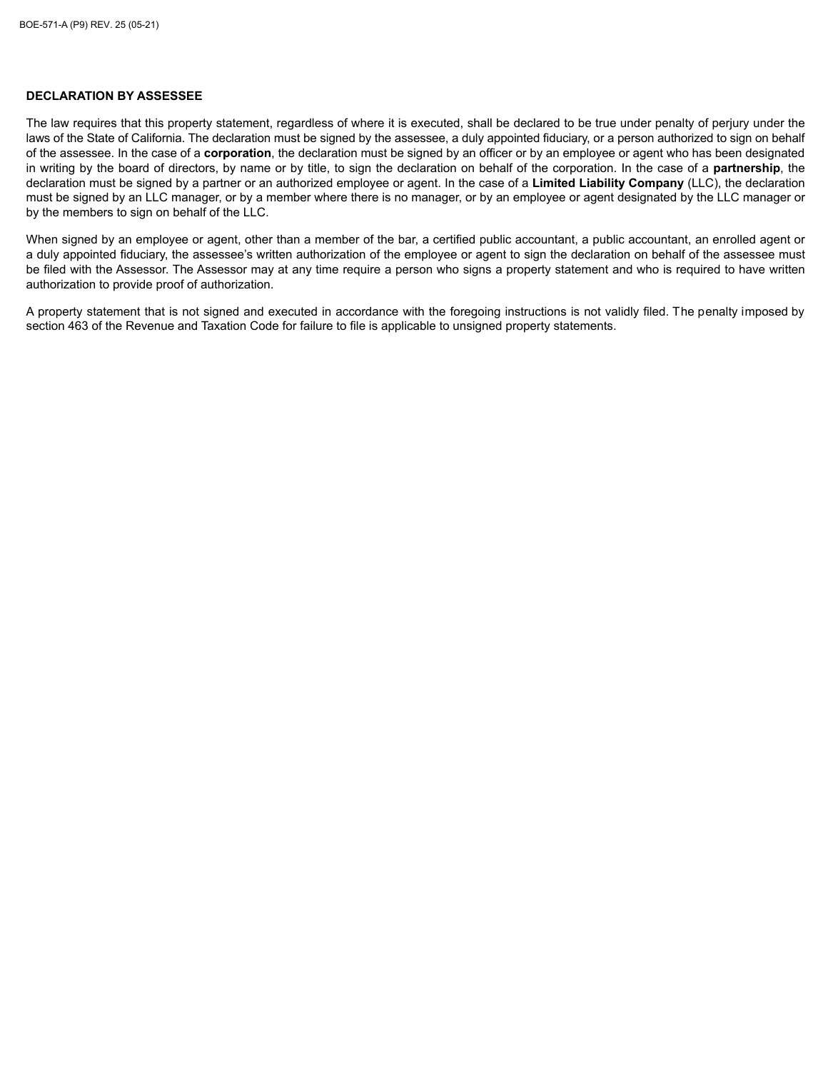## DECLARATION BY ASSESSEE

The law requires that this property statement, regardless of where it is executed, shall be declared to be true under penalty of perjury under the laws of the State of California. The declaration must be signed by the assessee, a duly appointed fiduciary, or a person authorized to sign on behalf of the assessee. In the case of a **corporation**, the declaration must be signed by an officer or by an employee or agent who has been designated in writing by the board of directors, by name or by title, to sign the declaration on behalf of the corporation. In the case of a **partnership**, the declaration must be signed by a partner or an authorized employee or agent. In the case of a **Limited Liability Company** (LLC), the declaration must be signed by an LLC manager, or by a member where there is no manager, or by an employee or agent designated by the LLC manager or by the members to sign on behalf of the LLC.

When signed by an employee or agent, other than a member of the bar, a certified public accountant, a public accountant, an enrolled agent or a duly appointed fiduciary, the assessee's written authorization of the employee or agent to sign the declaration on behalf of the assessee must be filed with the Assessor. The Assessor may at any time require a person who signs a property statement and who is required to have written authorization to provide proof of authorization.

A property statement that is not signed and executed in accordance with the foregoing instructions is not validly filed. The penalty imposed by section 463 of the Revenue and Taxation Code for failure to file is applicable to unsigned property statements.